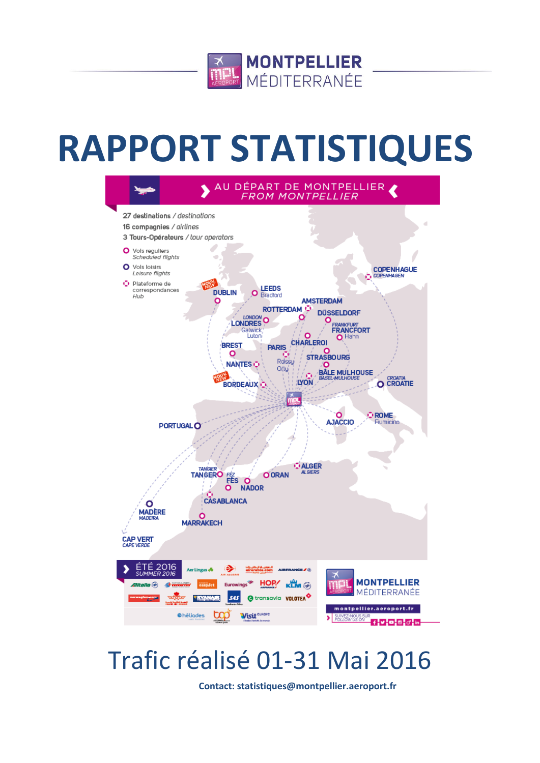MONTPELLIER MÉDITERRANÉE

# RAPPORT STATISTIQUES

AU DÉPART DE MONTPELLIER
*FROM MONTPELLIER*

27 destinations / *destinations*
16 compagnies / *airlines*
3 Tours-Opérateurs / *tour operators*

- Vols reguliers *Scheduled flights*
- Vols loisirs *Leisure flights*
- Plateforme de correspondances *Hub*

DUBLIN (NOUV. NEW), LEEDS Bradford, AMSTERDAM, ROTTERDAM, LONDRES (*LONDON*) Gatwick Luton, DÜSSELDORF, FRANCFORT (*FRANKFURT*) Hahn, CHARLEROI, COPENHAGUE (*COPENHAGEN*), BREST, PARIS Roissy Orly, STRASBOURG, NANTES, BÂLE MULHOUSE (*BASEL-MULHOUSE*), BORDEAUX (NOUV. NEW), LYON, CROATIE (*CROATIA*), AJACCIO, ROME Fiumicino, PORTUGAL, ALGER (*ALGIERS*), TANGER (*TANGIER*), FÈS (*FEZ*), ORAN, NADOR, CASABLANCA, MADÈRE (*MADEIRA*), MARRAKECH, CAP VERT (*CAPE VERDE*)

ÉTÉ 2016 *SUMMER 2016*

Aer Lingus, Air Algérie, Air Arabia, Air France, Alitalia, Chalair, easyJet, Eurowings, HOP!, KLM, Norwegian, Royal Air Maroc, Ryanair, SAS, transavia, Volotea, héliades, top, Visit Europe

montpellier.aeroport.fr
SUIVEZ-NOUS SUR *FOLLOW US ON*

# Trafic réalisé 01-31 Mai 2016

**Contact: statistiques@montpellier.aeroport.fr**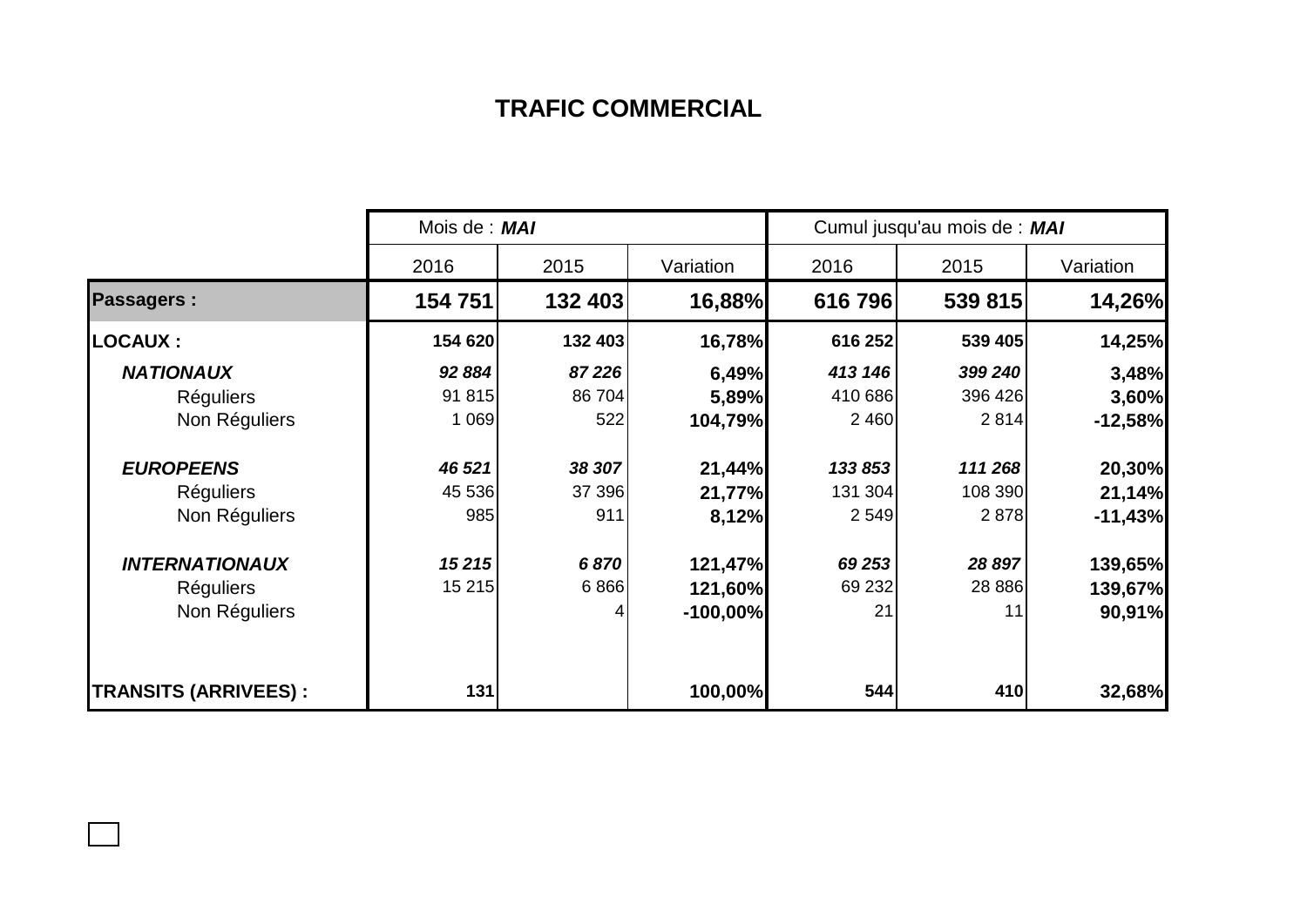# TRAFIC COMMERCIAL

| | Mois de : ***MAI*** | | | Cumul jusqu'au mois de : ***MAI*** | | |
|---|---|---|---|---|---|---|
| | 2016 | 2015 | Variation | 2016 | 2015 | Variation |
| **Passagers :** | **154 751** | **132 403** | **16,88%** | **616 796** | **539 815** | **14,26%** |
| **LOCAUX :** | **154 620** | **132 403** | **16,78%** | **616 252** | **539 405** | **14,25%** |
| ***NATIONAUX*** | ***92 884*** | ***87 226*** | **6,49%** | ***413 146*** | ***399 240*** | **3,48%** |
| Réguliers | 91 815 | 86 704 | **5,89%** | 410 686 | 396 426 | **3,60%** |
| Non Réguliers | 1 069 | 522 | **104,79%** | 2 460 | 2 814 | **-12,58%** |
| ***EUROPEENS*** | ***46 521*** | ***38 307*** | **21,44%** | ***133 853*** | ***111 268*** | **20,30%** |
| Réguliers | 45 536 | 37 396 | **21,77%** | 131 304 | 108 390 | **21,14%** |
| Non Réguliers | 985 | 911 | **8,12%** | 2 549 | 2 878 | **-11,43%** |
| ***INTERNATIONAUX*** | ***15 215*** | ***6 870*** | **121,47%** | ***69 253*** | ***28 897*** | **139,65%** |
| Réguliers | 15 215 | 6 866 | **121,60%** | 69 232 | 28 886 | **139,67%** |
| Non Réguliers | | 4 | **-100,00%** | 21 | 11 | **90,91%** |
| **TRANSITS (ARRIVEES) :** | **131** | | **100,00%** | **544** | **410** | **32,68%** |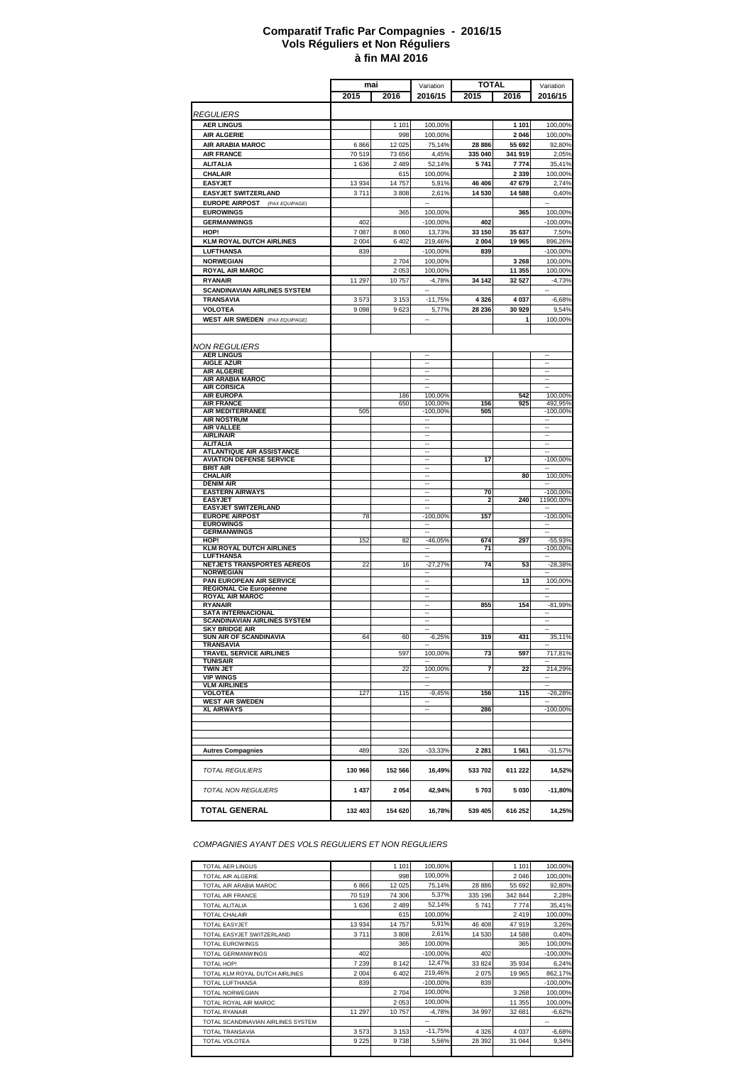# Comparatif Trafic Par Compagnies - 2016/15
## Vols Réguliers et Non Réguliers
## à fin MAI 2016

| | mai | | Variation | TOTAL | | Variation |
|---|---|---|---|---|---|---|
| | 2015 | 2016 | 2016/15 | 2015 | 2016 | 2016/15 |
| *REGULIERS* | | | | | | |
| **AER LINGUS** | | 1 101 | 100,00% | | **1 101** | 100,00% |
| **AIR ALGERIE** | | 998 | 100,00% | | **2 046** | 100,00% |
| **AIR ARABIA MAROC** | 6 866 | 12 025 | 75,14% | **28 886** | **55 692** | 92,80% |
| **AIR FRANCE** | 70 519 | 73 656 | 4,45% | **335 040** | **341 919** | 2,05% |
| **ALITALIA** | 1 636 | 2 489 | 52,14% | **5 741** | **7 774** | 35,41% |
| **CHALAIR** | | 615 | 100,00% | | **2 339** | 100,00% |
| **EASYJET** | 13 934 | 14 757 | 5,91% | **46 406** | **47 679** | 2,74% |
| **EASYJET SWITZERLAND** | 3 711 | 3 808 | 2,61% | **14 530** | **14 588** | 0,40% |
| **EUROPE AIRPOST** *(PAX EQUIPAGE)* | | | -- | | | -- |
| **EUROWINGS** | | 365 | 100,00% | | **365** | 100,00% |
| **GERMANWINGS** | 402 | | -100,00% | **402** | | -100,00% |
| **HOP!** | 7 087 | 8 060 | 13,73% | **33 150** | **35 637** | 7,50% |
| **KLM ROYAL DUTCH AIRLINES** | 2 004 | 6 402 | 219,46% | **2 004** | **19 965** | 896,26% |
| **LUFTHANSA** | 839 | | -100,00% | **839** | | -100,00% |
| **NORWEGIAN** | | 2 704 | 100,00% | | **3 268** | 100,00% |
| **ROYAL AIR MAROC** | | 2 053 | 100,00% | | **11 355** | 100,00% |
| **RYANAIR** | 11 297 | 10 757 | -4,78% | **34 142** | **32 527** | -4,73% |
| **SCANDINAVIAN AIRLINES SYSTEM** | | | -- | | | -- |
| **TRANSAVIA** | 3 573 | 3 153 | -11,75% | **4 326** | **4 037** | -6,68% |
| **VOLOTEA** | 9 098 | 9 623 | 5,77% | **28 236** | **30 929** | 9,54% |
| **WEST AIR SWEDEN** *(PAX EQUIPAGE)* | | | -- | | **1** | 100,00% |
| *NON REGULIERS* | | | | | | |
| **AER LINGUS** | | | -- | | | -- |
| **AIGLE AZUR** | | | -- | | | -- |
| **AIR ALGERIE** | | | -- | | | -- |
| **AIR ARABIA MAROC** | | | -- | | | -- |
| **AIR CORSICA** | | | -- | | | -- |
| **AIR EUROPA** | | 186 | 100,00% | | **542** | 100,00% |
| **AIR FRANCE** | | 650 | 100,00% | **156** | **925** | 492,95% |
| **AIR MEDITERRANEE** | 505 | | -100,00% | **505** | | -100,00% |
| **AIR NOSTRUM** | | | -- | | | -- |
| **AIR VALLEE** | | | -- | | | -- |
| **AIRLINAIR** | | | -- | | | -- |
| **ALITALIA** | | | -- | | | -- |
| **ATLANTIQUE AIR ASSISTANCE** | | | -- | | | -- |
| **AVIATION DEFENSE SERVICE** | | | -- | **17** | | -100,00% |
| **BRIT AIR** | | | -- | | | -- |
| **CHALAIR** | | | -- | | **80** | 100,00% |
| **DENIM AIR** | | | -- | | | -- |
| **EASTERN AIRWAYS** | | | -- | **70** | | -100,00% |
| **EASYJET** | | | -- | **2** | **240** | 11900,00% |
| **EASYJET SWITZERLAND** | | | -- | | | -- |
| **EUROPE AIRPOST** | 78 | | -100,00% | **157** | | -100,00% |
| **EUROWINGS** | | | -- | | | -- |
| **GERMANWINGS** | | | -- | | | -- |
| **HOP!** | 152 | 82 | -46,05% | **674** | **297** | -55,93% |
| **KLM ROYAL DUTCH AIRLINES** | | | -- | **71** | | -100,00% |
| **LUFTHANSA** | | | -- | | | -- |
| **NETJETS TRANSPORTES AEREOS** | 22 | 16 | -27,27% | **74** | **53** | -28,38% |
| **NORWEGIAN** | | | -- | | | -- |
| **PAN EUROPEAN AIR SERVICE** | | | -- | | **13** | 100,00% |
| **REGIONAL Cie Européenne** | | | -- | | | -- |
| **ROYAL AIR MAROC** | | | -- | | | -- |
| **RYANAIR** | | | -- | **855** | **154** | -81,99% |
| **SATA INTERNACIONAL** | | | -- | | | -- |
| **SCANDINAVIAN AIRLINES SYSTEM** | | | -- | | | -- |
| **SKY BRIDGE AIR** | | | -- | | | -- |
| **SUN AIR OF SCANDINAVIA** | 64 | 60 | -6,25% | **319** | **431** | 35,11% |
| **TRANSAVIA** | | | -- | | | -- |
| **TRAVEL SERVICE AIRLINES** | | 597 | 100,00% | **73** | **597** | 717,81% |
| **TUNISAIR** | | | -- | | | -- |
| **TWIN JET** | | 22 | 100,00% | **7** | **22** | 214,29% |
| **VIP WINGS** | | | -- | | | -- |
| **VLM AIRLINES** | | | -- | | | -- |
| **VOLOTEA** | 127 | 115 | -9,45% | **156** | **115** | -26,28% |
| **WEST AIR SWEDEN** | | | -- | | | -- |
| **XL AIRWAYS** | | | -- | **286** | | -100,00% |
| **Autres Compagnies** | 489 | 326 | -33,33% | **2 281** | **1 561** | -31,57% |
| *TOTAL REGULIERS* | **130 966** | **152 566** | **16,49%** | **533 702** | **611 222** | **14,52%** |
| *TOTAL NON REGULIERS* | **1 437** | **2 054** | **42,94%** | **5 703** | **5 030** | **-11,80%** |
| **TOTAL GENERAL** | **132 403** | **154 620** | **16,78%** | **539 405** | **616 252** | **14,25%** |

*COMPAGNIES AYANT DES VOLS REGULIERS ET NON REGULIERS*

| | | | | | | |
|---|---|---|---|---|---|---|
| TOTAL AER LINGUS | | 1 101 | 100,00% | | 1 101 | 100,00% |
| TOTAL AIR ALGERIE | | 998 | 100,00% | | 2 046 | 100,00% |
| TOTAL AIR ARABIA MAROC | 6 866 | 12 025 | 75,14% | 28 886 | 55 692 | 92,80% |
| TOTAL AIR FRANCE | 70 519 | 74 306 | 5,37% | 335 196 | 342 844 | 2,28% |
| TOTAL ALITALIA | 1 636 | 2 489 | 52,14% | 5 741 | 7 774 | 35,41% |
| TOTAL CHALAIR | | 615 | 100,00% | | 2 419 | 100,00% |
| TOTAL EASYJET | 13 934 | 14 757 | 5,91% | 46 408 | 47 919 | 3,26% |
| TOTAL EASYJET SWITZERLAND | 3 711 | 3 808 | 2,61% | 14 530 | 14 588 | 0,40% |
| TOTAL EUROWINGS | | 365 | 100,00% | | 365 | 100,00% |
| TOTAL GERMANWINGS | 402 | | -100,00% | 402 | | -100,00% |
| TOTAL HOP! | 7 239 | 8 142 | 12,47% | 33 824 | 35 934 | 6,24% |
| TOTAL KLM ROYAL DUTCH AIRLINES | 2 004 | 6 402 | 219,46% | 2 075 | 19 965 | 862,17% |
| TOTAL LUFTHANSA | 839 | | -100,00% | 839 | | -100,00% |
| TOTAL NORWEGIAN | | 2 704 | 100,00% | | 3 268 | 100,00% |
| TOTAL ROYAL AIR MAROC | | 2 053 | 100,00% | | 11 355 | 100,00% |
| TOTAL RYANAIR | 11 297 | 10 757 | -4,78% | 34 997 | 32 681 | -6,62% |
| TOTAL SCANDINAVIAN AIRLINES SYSTEM | | | -- | | | -- |
| TOTAL TRANSAVIA | 3 573 | 3 153 | -11,75% | 4 326 | 4 037 | -6,68% |
| TOTAL VOLOTEA | 9 225 | 9 738 | 5,56% | 28 392 | 31 044 | 9,34% |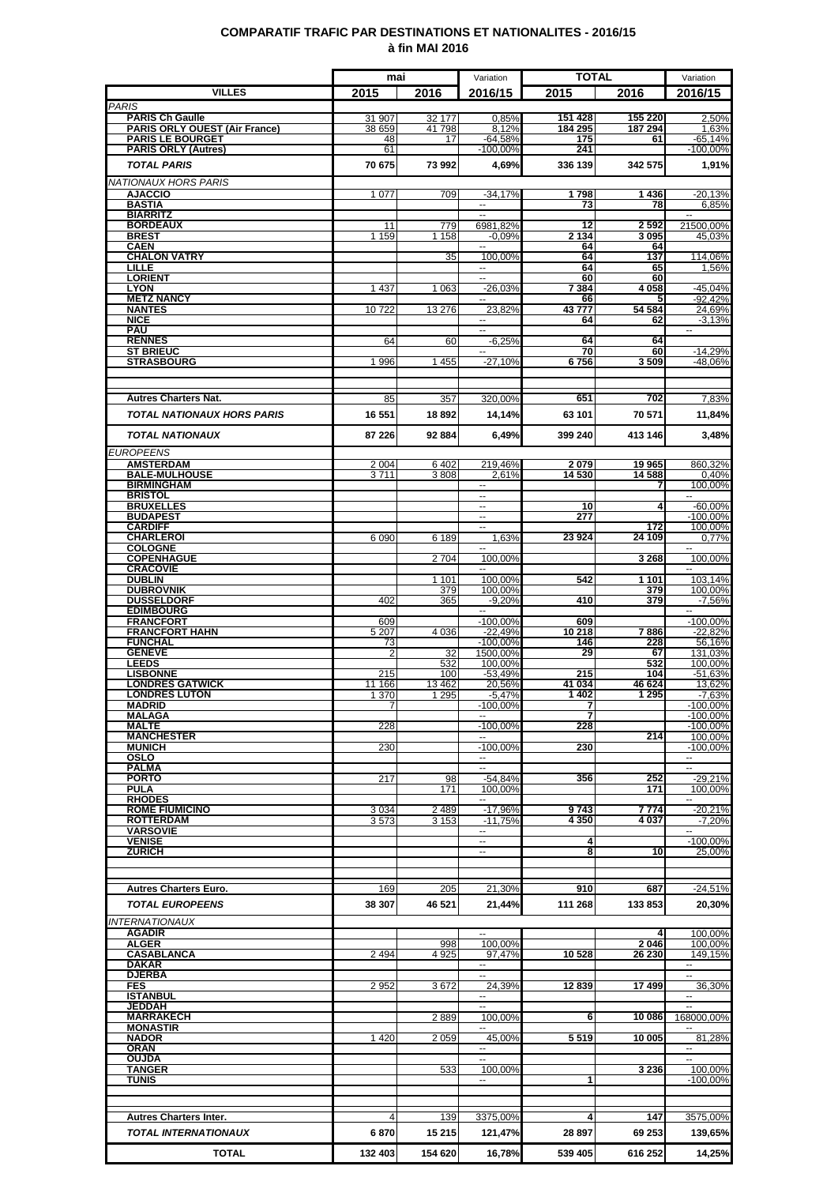# COMPARATIF TRAFIC PAR DESTINATIONS ET NATIONALITES - 2016/15
## à fin MAI 2016

| VILLES | mai 2015 | mai 2016 | Variation 2016/15 | TOTAL 2015 | TOTAL 2016 | Variation 2016/15 |
|---|---|---|---|---|---|---|
| *PARIS* | | | | | | |
| **PARIS Ch Gaulle** | 31 907 | 32 177 | 0,85% | 151 428 | 155 220 | 2,50% |
| **PARIS ORLY OUEST (Air France)** | 38 659 | 41 798 | 8,12% | 184 295 | 187 294 | 1,63% |
| **PARIS LE BOURGET** | 48 | 17 | -64,58% | 175 | 61 | -65,14% |
| **PARIS ORLY (Autres)** | 61 | | -100,00% | 241 | | -100,00% |
| ***TOTAL PARIS*** | **70 675** | **73 992** | **4,69%** | **336 139** | **342 575** | **1,91%** |
| *NATIONAUX HORS PARIS* | | | | | | |
| **AJACCIO** | 1 077 | 709 | -34,17% | 1 798 | 1 436 | -20,13% |
| **BASTIA** | | | -- | 73 | 78 | 6,85% |
| **BIARRITZ** | | | -- | | | -- |
| **BORDEAUX** | 11 | 779 | 6981,82% | 12 | 2 592 | 21500,00% |
| **BREST** | 1 159 | 1 158 | -0,09% | 2 134 | 3 095 | 45,03% |
| **CAEN** | | | -- | 64 | 64 | |
| **CHALON VATRY** | | 35 | 100,00% | 64 | 137 | 114,06% |
| **LILLE** | | | -- | 64 | 65 | 1,56% |
| **LORIENT** | | | -- | 60 | 60 | |
| **LYON** | 1 437 | 1 063 | -26,03% | 7 384 | 4 058 | -45,04% |
| **METZ NANCY** | | | -- | 66 | 5 | -92,42% |
| **NANTES** | 10 722 | 13 276 | 23,82% | 43 777 | 54 584 | 24,69% |
| **NICE** | | | -- | 64 | 62 | -3,13% |
| **PAU** | | | -- | | | -- |
| **RENNES** | 64 | 60 | -6,25% | 64 | 64 | |
| **ST BRIEUC** | | | -- | 70 | 60 | -14,29% |
| **STRASBOURG** | 1 996 | 1 455 | -27,10% | 6 756 | 3 509 | -48,06% |
| **Autres Charters Nat.** | 85 | 357 | 320,00% | 651 | 702 | 7,83% |
| ***TOTAL NATIONAUX HORS PARIS*** | **16 551** | **18 892** | **14,14%** | **63 101** | **70 571** | **11,84%** |
| ***TOTAL NATIONAUX*** | **87 226** | **92 884** | **6,49%** | **399 240** | **413 146** | **3,48%** |
| *EUROPEENS* | | | | | | |
| **AMSTERDAM** | 2 004 | 6 402 | 219,46% | 2 079 | 19 965 | 860,32% |
| **BALE-MULHOUSE** | 3 711 | 3 808 | 2,61% | 14 530 | 14 588 | 0,40% |
| **BIRMINGHAM** | | | -- | | 7 | 100,00% |
| **BRISTOL** | | | -- | | | -- |
| **BRUXELLES** | | | -- | 10 | 4 | -60,00% |
| **BUDAPEST** | | | -- | 277 | | -100,00% |
| **CARDIFF** | | | -- | | 172 | 100,00% |
| **CHARLEROI** | 6 090 | 6 189 | 1,63% | 23 924 | 24 109 | 0,77% |
| **COLOGNE** | | | -- | | | -- |
| **COPENHAGUE** | | 2 704 | 100,00% | | 3 268 | 100,00% |
| **CRACOVIE** | | | -- | | | -- |
| **DUBLIN** | | 1 101 | 100,00% | 542 | 1 101 | 103,14% |
| **DUBROVNIK** | | 379 | 100,00% | | 379 | 100,00% |
| **DUSSELDORF** | 402 | 365 | -9,20% | 410 | 379 | -7,56% |
| **EDIMBOURG** | | | -- | | | -- |
| **FRANCFORT** | 609 | | -100,00% | 609 | | -100,00% |
| **FRANCFORT HAHN** | 5 207 | 4 036 | -22,49% | 10 218 | 7 886 | -22,82% |
| **FUNCHAL** | 73 | | -100,00% | 146 | 228 | 56,16% |
| **GENEVE** | 2 | 32 | 1500,00% | 29 | 67 | 131,03% |
| **LEEDS** | | 532 | 100,00% | | 532 | 100,00% |
| **LISBONNE** | 215 | 100 | -53,49% | 215 | 100 | -51,63% |
| **LONDRES GATWICK** | 11 166 | 13 462 | 20,56% | 41 034 | 46 624 | 13,62% |
| **LONDRES LUTON** | 1 370 | 1 295 | -5,47% | 1 402 | 1 295 | -7,63% |
| **MADRID** | 7 | | -100,00% | 7 | | -100,00% |
| **MALAGA** | | | -- | 7 | | -100,00% |
| **MALTE** | 228 | | -100,00% | 228 | | -100,00% |
| **MANCHESTER** | | | -- | | 214 | 100,00% |
| **MUNICH** | 230 | | -100,00% | 230 | | -100,00% |
| **OSLO** | | | -- | | | -- |
| **PALMA** | | | -- | | | -- |
| **PORTO** | 217 | 98 | -54,84% | 356 | 252 | -29,21% |
| **PULA** | | 171 | 100,00% | | 171 | 100,00% |
| **RHODES** | | | -- | | | -- |
| **ROME FIUMICINO** | 3 034 | 2 489 | -17,96% | 9 743 | 7 774 | -20,21% |
| **ROTTERDAM** | 3 573 | 3 153 | -11,75% | 4 350 | 4 037 | -7,20% |
| **VARSOVIE** | | | -- | | | -- |
| **VENISE** | | | -- | 4 | | -100,00% |
| **ZURICH** | | | -- | 8 | 10 | 25,00% |
| **Autres Charters Euro.** | 169 | 205 | 21,30% | 910 | 687 | -24,51% |
| ***TOTAL EUROPEENS*** | **38 307** | **46 521** | **21,44%** | **111 268** | **133 853** | **20,30%** |
| *INTERNATIONAUX* | | | | | | |
| **AGADIR** | | | -- | | 4 | 100,00% |
| **ALGER** | | 998 | 100,00% | | 2 046 | 100,00% |
| **CASABLANCA** | 2 494 | 4 925 | 97,47% | 10 528 | 26 230 | 149,15% |
| **DAKAR** | | | -- | | | -- |
| **DJERBA** | | | -- | | | -- |
| **FES** | 2 952 | 3 672 | 24,39% | 12 839 | 17 499 | 36,30% |
| **ISTANBUL** | | | -- | | | -- |
| **JEDDAH** | | | -- | | | -- |
| **MARRAKECH** | | 2 889 | 100,00% | 6 | 10 086 | 168000,00% |
| **MONASTIR** | | | -- | | | -- |
| **NADOR** | 1 420 | 2 059 | 45,00% | 5 519 | 10 005 | 81,28% |
| **ORAN** | | | -- | | | -- |
| **OUJDA** | | | -- | | | -- |
| **TANGER** | | 533 | 100,00% | | 3 236 | 100,00% |
| **TUNIS** | | | -- | 1 | | -100,00% |
| **Autres Charters Inter.** | 4 | 139 | 3375,00% | 4 | 147 | 3575,00% |
| ***TOTAL INTERNATIONAUX*** | **6 870** | **15 215** | **121,47%** | **28 897** | **69 253** | **139,65%** |
| **TOTAL** | **132 403** | **154 620** | **16,78%** | **539 405** | **616 252** | **14,25%** |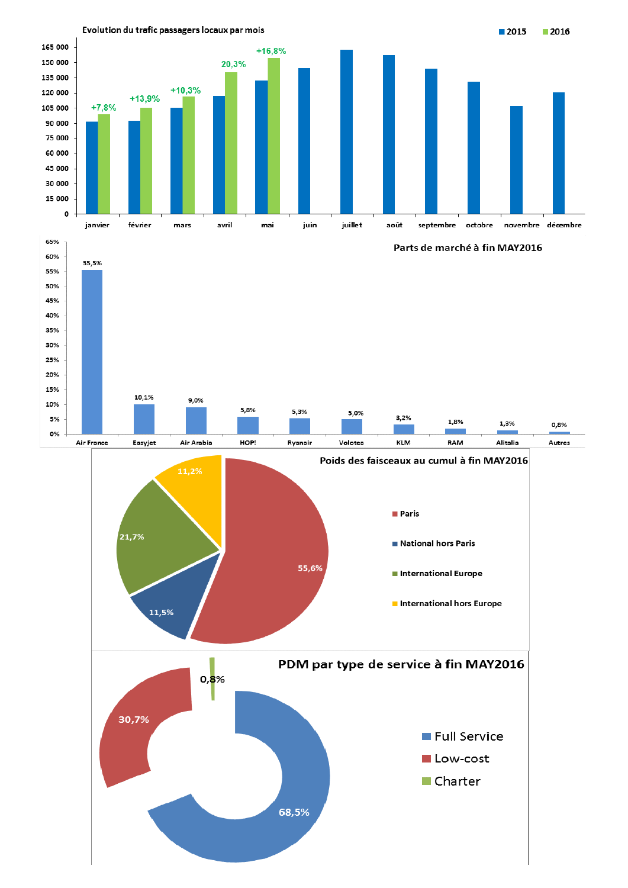Evolution du trafic passagers locaux par mois

2015
2016

165 000
150 000
135 000
120 000
105 000
90 000
75 000
60 000
45 000
30 000
15 000
0

+7,8%
+13,9%
+10,3%
20,3%
+16,8%

janvier
février
mars
avril
mai
juin
juillet
août
septembre
octobre
novembre
décembre

Parts de marché à fin MAY2016

65%
60%
55%
50%
45%
40%
35%
30%
25%
20%
15%
10%
5%
0%

55,5%
10,1%
9,0%
5,8%
5,3%
5,0%
3,2%
1,8%
1,3%
0,8%

Air France
Easyjet
Air Arabia
HOP!
Ryanair
Volotea
KLM
RAM
Alitalia
Autres

Poids des faisceaux au cumul à fin MAY2016

55,6%
11,5%
21,7%
11,2%

Paris
National hors Paris
International Europe
International hors Europe

PDM par type de service à fin MAY2016

68,5%
30,7%
0,8%

Full Service
Low-cost
Charter